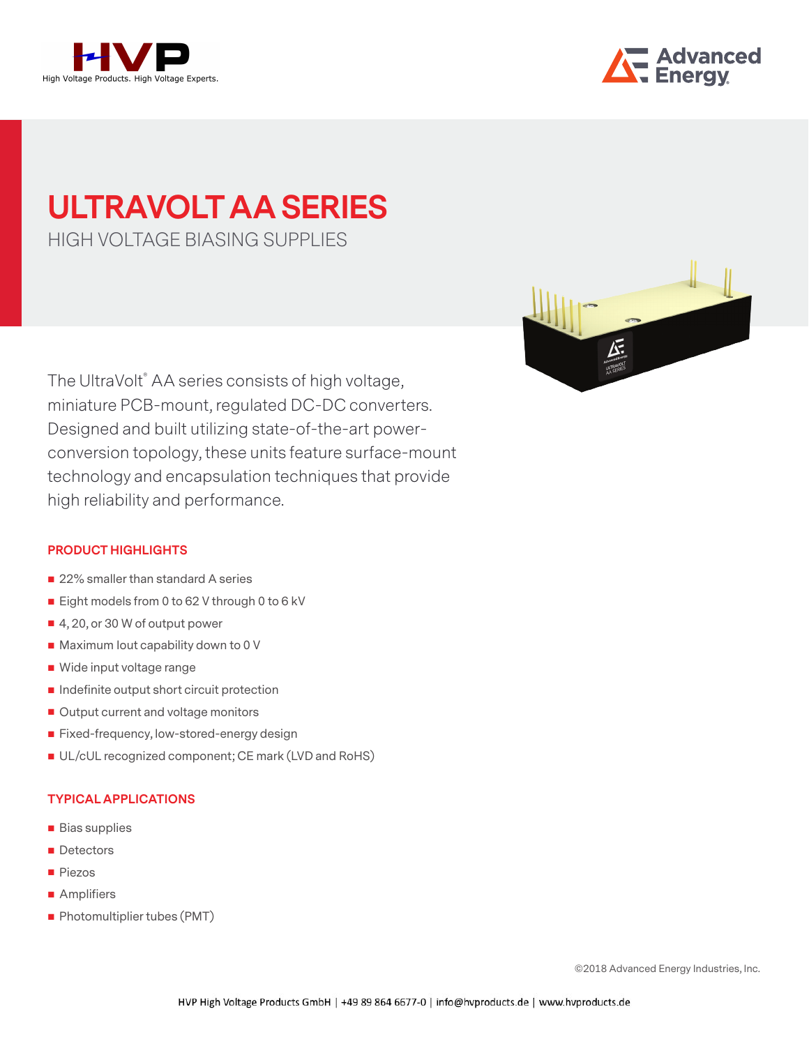# ULTRAVOLT AA SERIES

## HIGH VOLTAGE BIASING SUPPLIES

The UltraVolt® AA series consists of high voltage, miniature PCB-mount, regulated DC-DC converters. Designed and built utilizing state-of-the-art power-conversion topology, these units feature surface-mount technology and encapsulation techniques that provide high reliability and performance.

### PRODUCT HIGHLIGHTS

- 22% smaller than standard A series
- Eight models from 0 to 62 V through 0 to 6 kV
- 4, 20, or 30 W of output power
- Maximum Iout capability down to 0 V
- Wide input voltage range
- Indefinite output short circuit protection
- Output current and voltage monitors
- Fixed-frequency, low-stored-energy design
- UL/cUL recognized component; CE mark (LVD and RoHS)

### TYPICAL APPLICATIONS

- Bias supplies
- Detectors
- Piezos
- Amplifiers
- Photomultiplier tubes (PMT)

©2018 Advanced Energy Industries, Inc.

HVP High Voltage Products GmbH | +49 89 864 6677-0 | info@hvproducts.de | www.hvproducts.de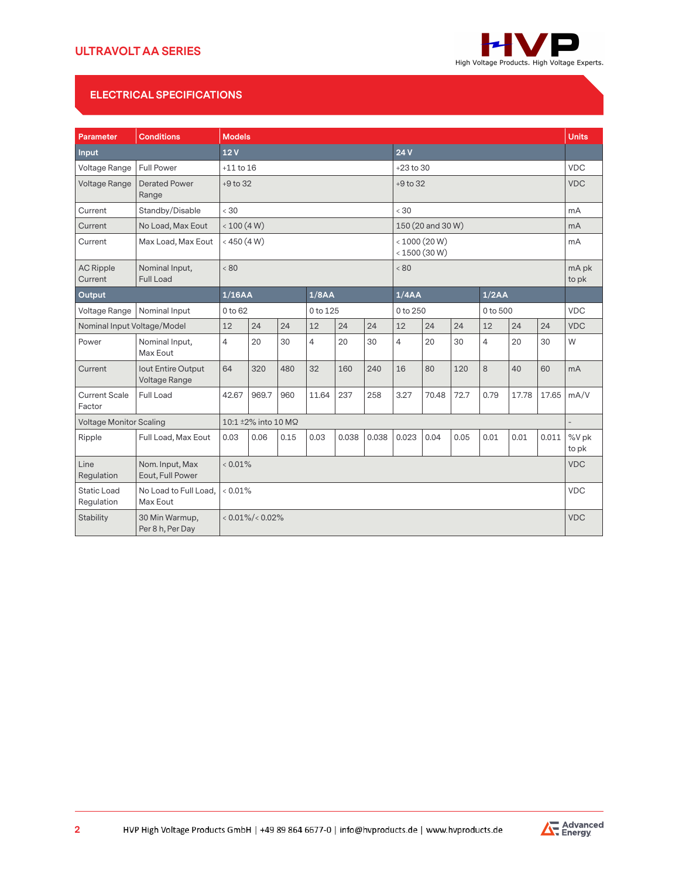## ELECTRICAL SPECIFICATIONS

| Parameter | Conditions | Models | | | | | | | | | | | | Units |
|---|---|---|---|---|---|---|---|---|---|---|---|---|---|---|
| **Input** | | **12 V** | | | | | | **24 V** | | | | | | |
| Voltage Range | Full Power | +11 to 16 | | | | | | +23 to 30 | | | | | | VDC |
| Voltage Range | Derated Power Range | +9 to 32 | | | | | | +9 to 32 | | | | | | VDC |
| Current | Standby/Disable | < 30 | | | | | | < 30 | | | | | | mA |
| Current | No Load, Max Eout | < 100 (4 W) | | | | | | 150 (20 and 30 W) | | | | | | mA |
| Current | Max Load, Max Eout | < 450 (4 W) | | | | | | < 1000 (20 W)<br>< 1500 (30 W) | | | | | | mA |
| AC Ripple Current | Nominal Input, Full Load | < 80 | | | | | | < 80 | | | | | | mA pk to pk |
| **Output** | | **1/16AA** | | | **1/8AA** | | | **1/4AA** | | | **1/2AA** | | | |
| Voltage Range | Nominal Input | 0 to 62 | | | 0 to 125 | | | 0 to 250 | | | 0 to 500 | | | VDC |
| Nominal Input Voltage/Model | | 12 | 24 | 24 | 12 | 24 | 24 | 12 | 24 | 24 | 12 | 24 | 24 | VDC |
| Power | Nominal Input, Max Eout | 4 | 20 | 30 | 4 | 20 | 30 | 4 | 20 | 30 | 4 | 20 | 30 | W |
| Current | Iout Entire Output Voltage Range | 64 | 320 | 480 | 32 | 160 | 240 | 16 | 80 | 120 | 8 | 40 | 60 | mA |
| Current Scale Factor | Full Load | 42.67 | 969.7 | 960 | 11.64 | 237 | 258 | 3.27 | 70.48 | 72.7 | 0.79 | 17.78 | 17.65 | mA/V |
| Voltage Monitor Scaling | | 10:1 ±2% into 10 MΩ | | | | | | | | | | | | - |
| Ripple | Full Load, Max Eout | 0.03 | 0.06 | 0.15 | 0.03 | 0.038 | 0.038 | 0.023 | 0.04 | 0.05 | 0.01 | 0.01 | 0.011 | %V pk to pk |
| Line Regulation | Nom. Input, Max Eout, Full Power | < 0.01% | | | | | | | | | | | | VDC |
| Static Load Regulation | No Load to Full Load, Max Eout | < 0.01% | | | | | | | | | | | | VDC |
| Stability | 30 Min Warmup, Per 8 h, Per Day | < 0.01%/< 0.02% | | | | | | | | | | | | VDC |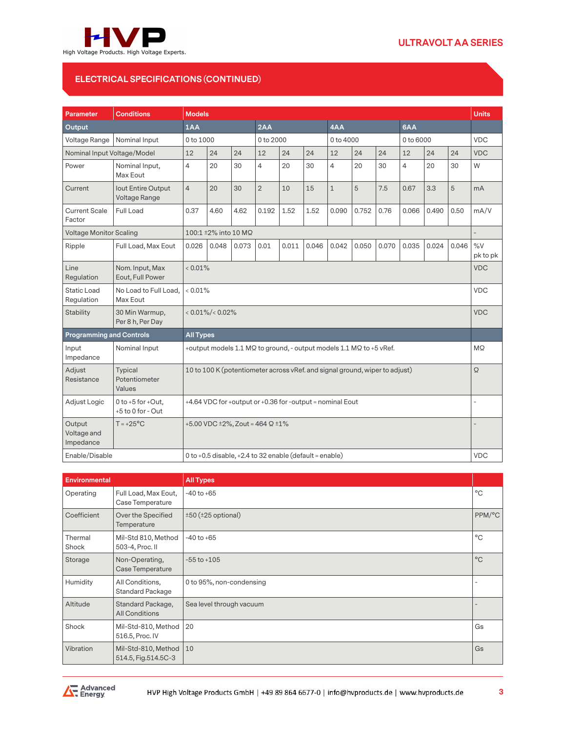## ELECTRICAL SPECIFICATIONS (CONTINUED)

| Parameter | Conditions | Models | | | | | | | | | | | | Units |
|---|---|---|---|---|---|---|---|---|---|---|---|---|---|---|
| **Output** | | **1AA** | | | **2AA** | | | **4AA** | | | **6AA** | | | |
| Voltage Range | Nominal Input | 0 to 1000 | | | 0 to 2000 | | | 0 to 4000 | | | 0 to 6000 | | | VDC |
| Nominal Input Voltage/Model | | 12 | 24 | 24 | 12 | 24 | 24 | 12 | 24 | 24 | 12 | 24 | 24 | VDC |
| Power | Nominal Input, Max Eout | 4 | 20 | 30 | 4 | 20 | 30 | 4 | 20 | 30 | 4 | 20 | 30 | W |
| Current | Iout Entire Output Voltage Range | 4 | 20 | 30 | 2 | 10 | 15 | 1 | 5 | 7.5 | 0.67 | 3.3 | 5 | mA |
| Current Scale Factor | Full Load | 0.37 | 4.60 | 4.62 | 0.192 | 1.52 | 1.52 | 0.090 | 0.752 | 0.76 | 0.066 | 0.490 | 0.50 | mA/V |
| Voltage Monitor Scaling | | 100:1 ±2% into 10 MΩ | | | | | | | | | | | | - |
| Ripple | Full Load, Max Eout | 0.026 | 0.048 | 0.073 | 0.01 | 0.011 | 0.046 | 0.042 | 0.050 | 0.070 | 0.035 | 0.024 | 0.046 | %V pk to pk |
| Line Regulation | Nom. Input, Max Eout, Full Power | < 0.01% | | | | | | | | | | | | VDC |
| Static Load Regulation | No Load to Full Load, Max Eout | < 0.01% | | | | | | | | | | | | VDC |
| Stability | 30 Min Warmup, Per 8 h, Per Day | < 0.01%/< 0.02% | | | | | | | | | | | | VDC |
| **Programming and Controls** | | **All Types** | | | | | | | | | | | | |
| Input Impedance | Nominal Input | +output models 1.1 MΩ to ground, - output models 1.1 MΩ to +5 vRef. | | | | | | | | | | | | MΩ |
| Adjust Resistance | Typical Potentiometer Values | 10 to 100 K (potentiometer across vRef. and signal ground, wiper to adjust) | | | | | | | | | | | | Ω |
| Adjust Logic | 0 to +5 for +Out, +5 to 0 for - Out | +4.64 VDC for +output or +0.36 for -output = nominal Eout | | | | | | | | | | | | - |
| Output Voltage and Impedance | T = +25°C | +5.00 VDC ±2%, Zout = 464 Ω ±1% | | | | | | | | | | | | - |
| Enable/Disable | | 0 to +0.5 disable, +2.4 to 32 enable (default = enable) | | | | | | | | | | | | VDC |

| Environmental | | All Types | |
|---|---|---|---|
| Operating | Full Load, Max Eout, Case Temperature | -40 to +65 | °C |
| Coefficient | Over the Specified Temperature | ±50 (±25 optional) | PPM/°C |
| Thermal Shock | Mil-Std 810, Method 503-4, Proc. II | -40 to +65 | °C |
| Storage | Non-Operating, Case Temperature | -55 to +105 | °C |
| Humidity | All Conditions, Standard Package | 0 to 95%, non-condensing | - |
| Altitude | Standard Package, All Conditions | Sea level through vacuum | - |
| Shock | Mil-Std-810, Method 516.5, Proc. IV | 20 | Gs |
| Vibration | Mil-Std-810, Method 514.5, Fig.514.5C-3 | 10 | Gs |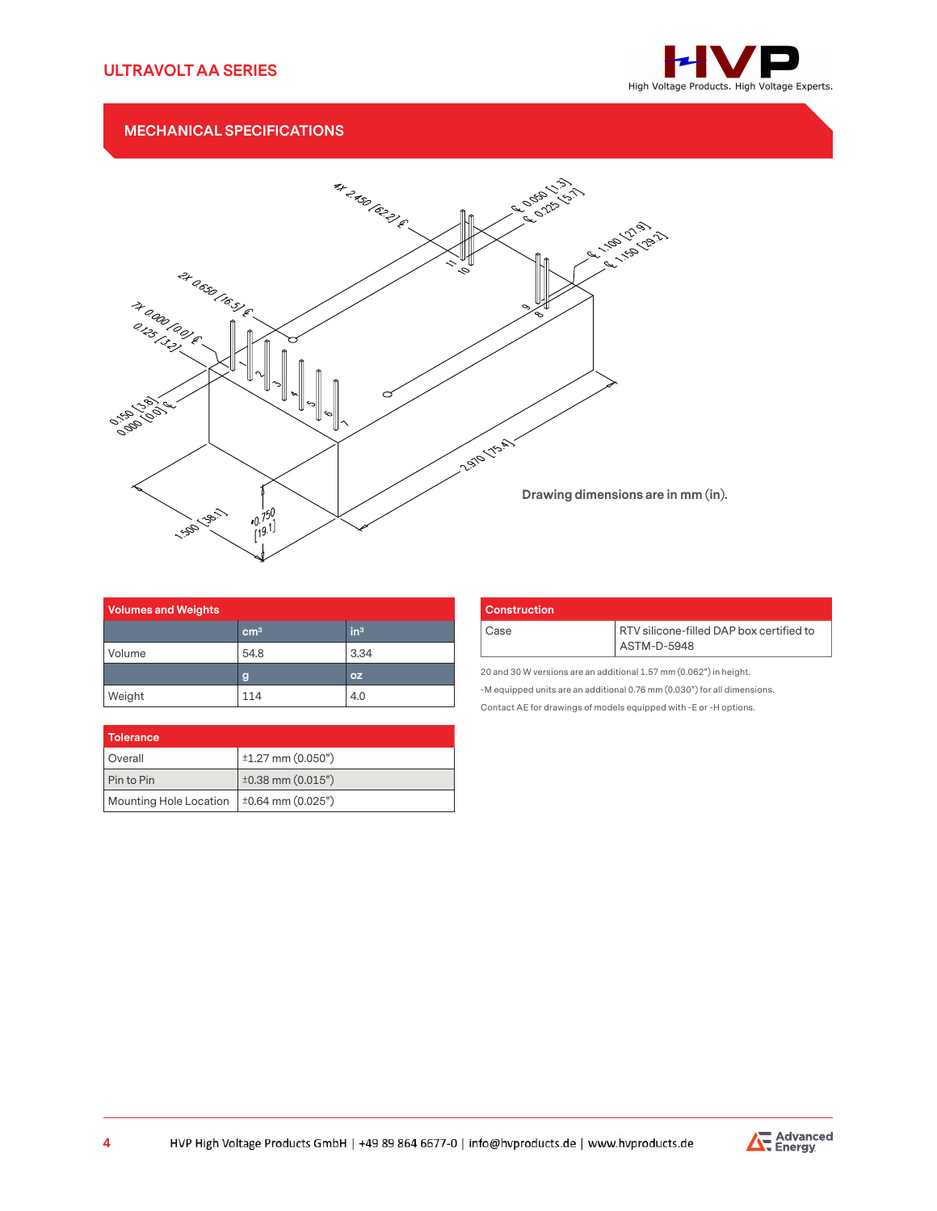## MECHANICAL SPECIFICATIONS

4X 2.450 [62.2] ℄

℄ 0.050 [1.3]
℄ 0.225 [5.7]

℄ 1.100 [27.9]
℄ 1.150 [29.2]

2X 0.650 [16.5] ℄

7X 0.000 [0.0] ℄
0.125 [3.2]

0.150 [3.8]
0.000 [0.0] ℄

2.970 [75.4]

1.500 [38.1]

0.750 [19.1]

Drawing dimensions are in mm (in).

| Volumes and Weights | | |
|---|---|---|
| | cm³ | in³ |
| Volume | 54.8 | 3.34 |
| | g | oz |
| Weight | 114 | 4.0 |

| Tolerance | |
|---|---|
| Overall | ±1.27 mm (0.050") |
| Pin to Pin | ±0.38 mm (0.015") |
| Mounting Hole Location | ±0.64 mm (0.025") |

| Construction | |
|---|---|
| Case | RTV silicone-filled DAP box certified to ASTM-D-5948 |

20 and 30 W versions are an additional 1.57 mm (0.062") in height.

-M equipped units are an additional 0.76 mm (0.030") for all dimensions.

Contact AE for drawings of models equipped with -E or -H options.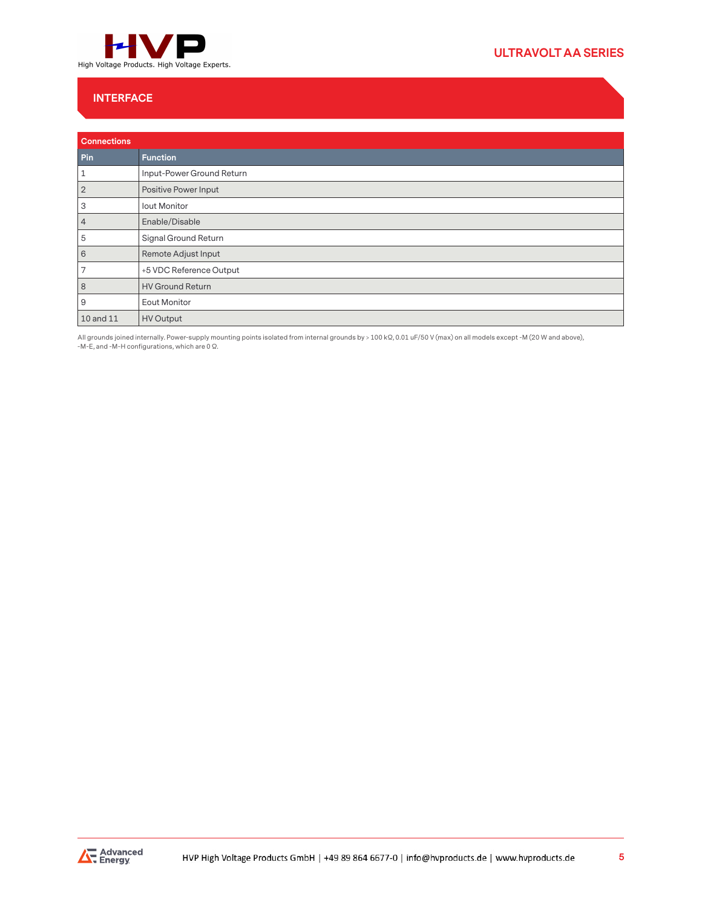## INTERFACE

| Connections | |
|---|---|
| **Pin** | **Function** |
| 1 | Input-Power Ground Return |
| 2 | Positive Power Input |
| 3 | Iout Monitor |
| 4 | Enable/Disable |
| 5 | Signal Ground Return |
| 6 | Remote Adjust Input |
| 7 | +5 VDC Reference Output |
| 8 | HV Ground Return |
| 9 | Eout Monitor |
| 10 and 11 | HV Output |

All grounds joined internally. Power-supply mounting points isolated from internal grounds by > 100 kΩ, 0.01 uF/50 V (max) on all models except -M (20 W and above), -M-E, and -M-H configurations, which are 0 Ω.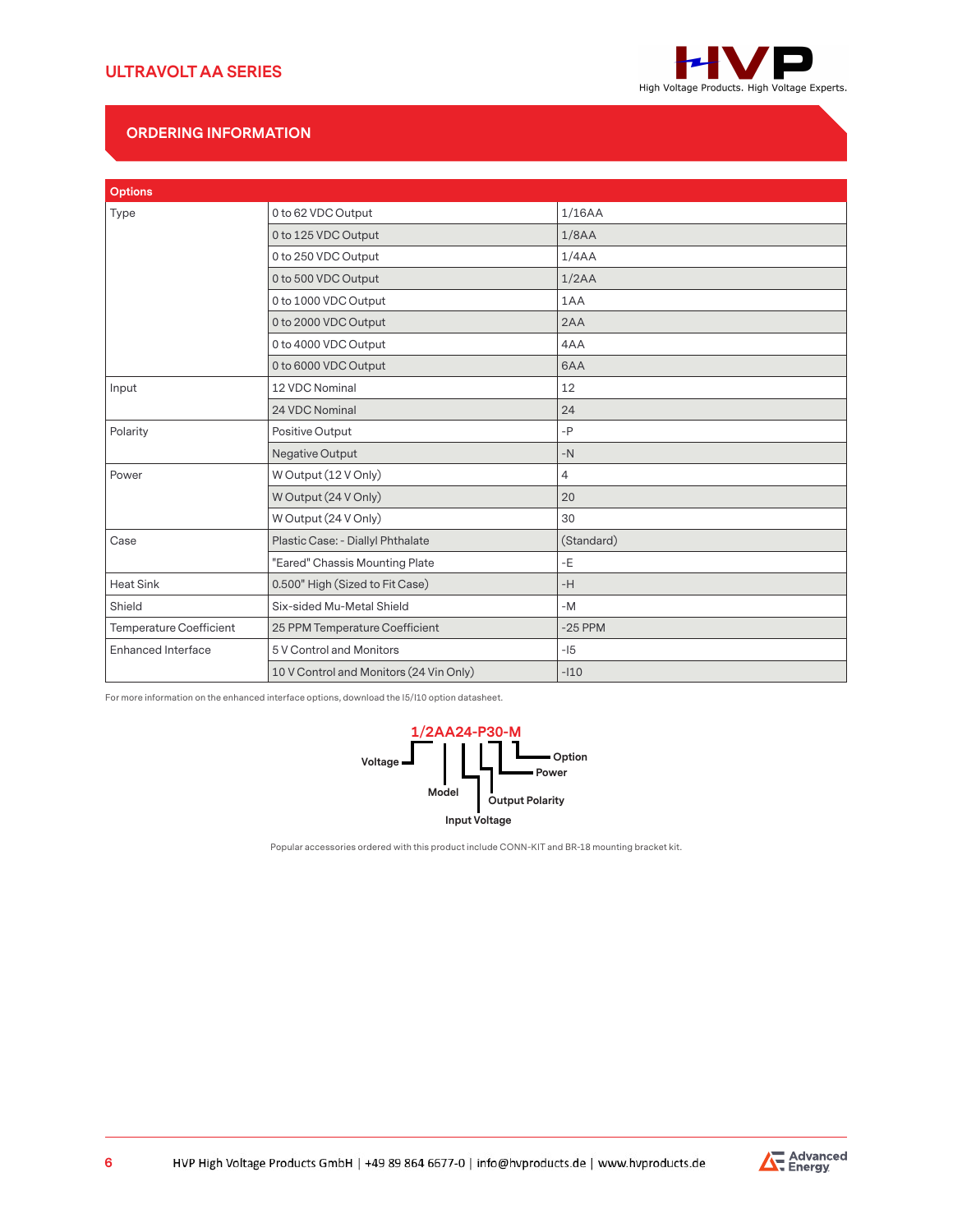## ORDERING INFORMATION

| Options | | |
|---|---|---|
| Type | 0 to 62 VDC Output | 1/16AA |
| | 0 to 125 VDC Output | 1/8AA |
| | 0 to 250 VDC Output | 1/4AA |
| | 0 to 500 VDC Output | 1/2AA |
| | 0 to 1000 VDC Output | 1AA |
| | 0 to 2000 VDC Output | 2AA |
| | 0 to 4000 VDC Output | 4AA |
| | 0 to 6000 VDC Output | 6AA |
| Input | 12 VDC Nominal | 12 |
| | 24 VDC Nominal | 24 |
| Polarity | Positive Output | -P |
| | Negative Output | -N |
| Power | W Output (12 V Only) | 4 |
| | W Output (24 V Only) | 20 |
| | W Output (24 V Only) | 30 |
| Case | Plastic Case: - Diallyl Phthalate | (Standard) |
| | "Eared" Chassis Mounting Plate | -E |
| Heat Sink | 0.500" High (Sized to Fit Case) | -H |
| Shield | Six-sided Mu-Metal Shield | -M |
| Temperature Coefficient | 25 PPM Temperature Coefficient | -25 PPM |
| Enhanced Interface | 5 V Control and Monitors | -I5 |
| | 10 V Control and Monitors (24 Vin Only) | -I10 |

For more information on the enhanced interface options, download the I5/I10 option datasheet.

**1/2AA24-P30-M**

Voltage
Model
Input Voltage
Output Polarity
Power
Option

Popular accessories ordered with this product include CONN-KIT and BR-18 mounting bracket kit.